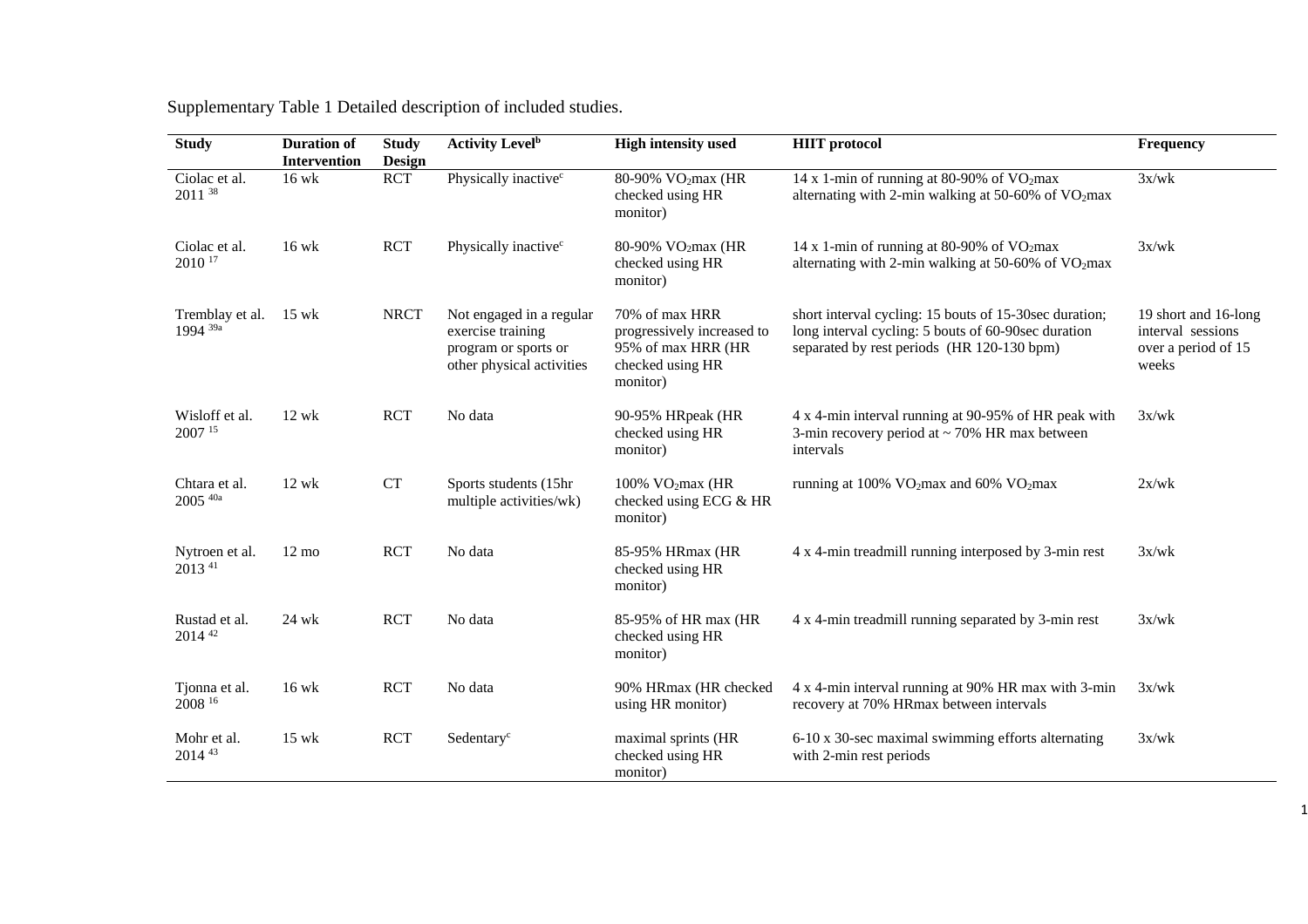Supplementary Table 1 Detailed description of included studies.

| Study | Duration of Intervention | Study Design | Activity Level[b] | High intensity used | HIIT protocol | Frequency |
|---|---|---|---|---|---|---|
| Ciolac et al. 2011 [38] | 16 wk | RCT | Physically inactive[c] | 80-90% $VO_2$max (HR checked using HR monitor) | 14 x 1-min of running at 80-90% of $VO_2$max alternating with 2-min walking at 50-60% of $VO_2$max | 3x/wk |
| Ciolac et al. 2010 [17] | 16 wk | RCT | Physically inactive[c] | 80-90% $VO_2$max (HR checked using HR monitor) | 14 x 1-min of running at 80-90% of $VO_2$max alternating with 2-min walking at 50-60% of $VO_2$max | 3x/wk |
| Tremblay et al. 1994 [39a] | 15 wk | NRCT | Not engaged in a regular exercise training program or sports or other physical activities | 70% of max HRR progressively increased to 95% of max HRR (HR checked using HR monitor) | short interval cycling: 15 bouts of 15-30sec duration; long interval cycling: 5 bouts of 60-90sec duration separated by rest periods (HR 120-130 bpm) | 19 short and 16-long interval sessions over a period of 15 weeks |
| Wisloff et al. 2007 [15] | 12 wk | RCT | No data | 90-95% HRpeak (HR checked using HR monitor) | 4 x 4-min interval running at 90-95% of HR peak with 3-min recovery period at ~ 70% HR max between intervals | 3x/wk |
| Chtara et al. 2005 [40a] | 12 wk | CT | Sports students (15hr multiple activities/wk) | 100% $VO_2$max (HR checked using ECG & HR monitor) | running at 100% $VO_2$max and 60% $VO_2$max | 2x/wk |
| Nytroen et al. 2013 [41] | 12 mo | RCT | No data | 85-95% HRmax (HR checked using HR monitor) | 4 x 4-min treadmill running interposed by 3-min rest | 3x/wk |
| Rustad et al. 2014 [42] | 24 wk | RCT | No data | 85-95% of HR max (HR checked using HR monitor) | 4 x 4-min treadmill running separated by 3-min rest | 3x/wk |
| Tjonna et al. 2008 [16] | 16 wk | RCT | No data | 90% HRmax (HR checked using HR monitor) | 4 x 4-min interval running at 90% HR max with 3-min recovery at 70% HRmax between intervals | 3x/wk |
| Mohr et al. 2014 [43] | 15 wk | RCT | Sedentary[c] | maximal sprints (HR checked using HR monitor) | 6-10 x 30-sec maximal swimming efforts alternating with 2-min rest periods | 3x/wk |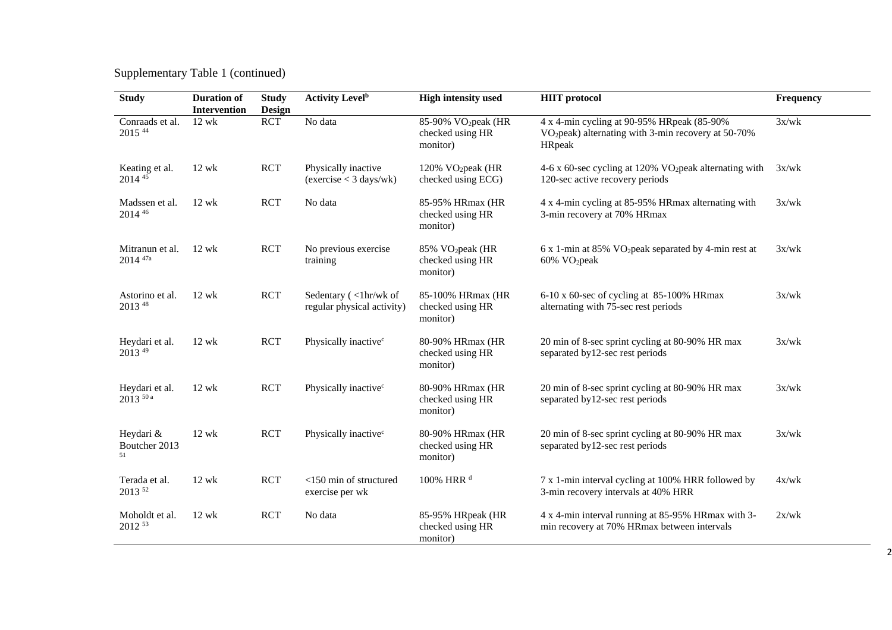Supplementary Table 1 (continued)

| Study | Duration of Intervention | Study Design | Activity Level[b] | High intensity used | HIIT protocol | Frequency |
|---|---|---|---|---|---|---|
| Conraads et al. 2015 [44] | 12 wk | RCT | No data | 85-90% $VO_2$peak (HR checked using HR monitor) | 4 x 4-min cycling at 90-95% HRpeak (85-90% $VO_2$peak) alternating with 3-min recovery at 50-70% HRpeak | 3x/wk |
| Keating et al. 2014 [45] | 12 wk | RCT | Physically inactive (exercise < 3 days/wk) | 120% $VO_2$peak (HR checked using ECG) | 4-6 x 60-sec cycling at 120% $VO_2$peak alternating with 120-sec active recovery periods | 3x/wk |
| Madssen et al. 2014 [46] | 12 wk | RCT | No data | 85-95% HRmax (HR checked using HR monitor) | 4 x 4-min cycling at 85-95% HRmax alternating with 3-min recovery at 70% HRmax | 3x/wk |
| Mitranun et al. 2014 [47a] | 12 wk | RCT | No previous exercise training | 85% $VO_2$peak (HR checked using HR monitor) | 6 x 1-min at 85% $VO_2$peak separated by 4-min rest at 60% $VO_2$peak | 3x/wk |
| Astorino et al. 2013 [48] | 12 wk | RCT | Sedentary ( <1hr/wk of regular physical activity) | 85-100% HRmax (HR checked using HR monitor) | 6-10 x 60-sec of cycling at 85-100% HRmax alternating with 75-sec rest periods | 3x/wk |
| Heydari et al. 2013 [49] | 12 wk | RCT | Physically inactive[c] | 80-90% HRmax (HR checked using HR monitor) | 20 min of 8-sec sprint cycling at 80-90% HR max separated by12-sec rest periods | 3x/wk |
| Heydari et al. 2013 [50 a] | 12 wk | RCT | Physically inactive[c] | 80-90% HRmax (HR checked using HR monitor) | 20 min of 8-sec sprint cycling at 80-90% HR max separated by12-sec rest periods | 3x/wk |
| Heydari & Boutcher 2013 [51] | 12 wk | RCT | Physically inactive[c] | 80-90% HRmax (HR checked using HR monitor) | 20 min of 8-sec sprint cycling at 80-90% HR max separated by12-sec rest periods | 3x/wk |
| Terada et al. 2013 [52] | 12 wk | RCT | <150 min of structured exercise per wk | 100% HRR [d] | 7 x 1-min interval cycling at 100% HRR followed by 3-min recovery intervals at 40% HRR | 4x/wk |
| Moholdt et al. 2012 [53] | 12 wk | RCT | No data | 85-95% HRpeak (HR checked using HR monitor) | 4 x 4-min interval running at 85-95% HRmax with 3-min recovery at 70% HRmax between intervals | 2x/wk |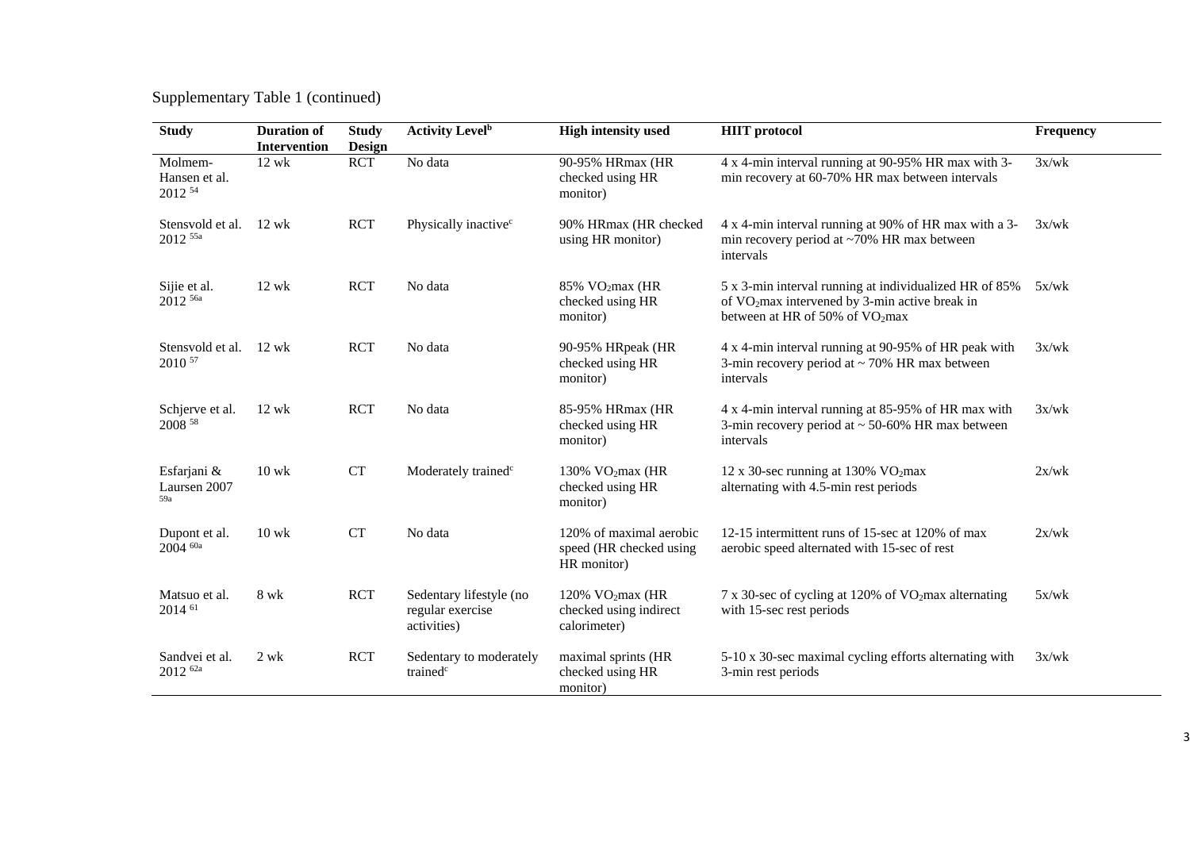Supplementary Table 1 (continued)

| Study | Duration of Intervention | Study Design | Activity Level[b] | High intensity used | HIIT protocol | Frequency |
| --- | --- | --- | --- | --- | --- | --- |
| Molmem-Hansen et al. 2012 [54] | 12 wk | RCT | No data | 90-95% HRmax (HR checked using HR monitor) | 4 x 4-min interval running at 90-95% HR max with 3-min recovery at 60-70% HR max between intervals | 3x/wk |
| Stensvold et al. 2012 [55a] | 12 wk | RCT | Physically inactive[c] | 90% HRmax (HR checked using HR monitor) | 4 x 4-min interval running at 90% of HR max with a 3-min recovery period at ~70% HR max between intervals | 3x/wk |
| Sijie et al. 2012 [56a] | 12 wk | RCT | No data | 85% $VO_2$max (HR checked using HR monitor) | 5 x 3-min interval running at individualized HR of 85% of $VO_2$max intervened by 3-min active break in between at HR of 50% of $VO_2$max | 5x/wk |
| Stensvold et al. 2010 [57] | 12 wk | RCT | No data | 90-95% HRpeak (HR checked using HR monitor) | 4 x 4-min interval running at 90-95% of HR peak with 3-min recovery period at ~ 70% HR max between intervals | 3x/wk |
| Schjerve et al. 2008 [58] | 12 wk | RCT | No data | 85-95% HRmax (HR checked using HR monitor) | 4 x 4-min interval running at 85-95% of HR max with 3-min recovery period at ~ 50-60% HR max between intervals | 3x/wk |
| Esfarjani & Laursen 2007 [59a] | 10 wk | CT | Moderately trained[c] | 130% $VO_2$max (HR checked using HR monitor) | 12 x 30-sec running at 130% $VO_2$max alternating with 4.5-min rest periods | 2x/wk |
| Dupont et al. 2004 [60a] | 10 wk | CT | No data | 120% of maximal aerobic speed (HR checked using HR monitor) | 12-15 intermittent runs of 15-sec at 120% of max aerobic speed alternated with 15-sec of rest | 2x/wk |
| Matsuo et al. 2014 [61] | 8 wk | RCT | Sedentary lifestyle (no regular exercise activities) | 120% $VO_2$max (HR checked using indirect calorimeter) | 7 x 30-sec of cycling at 120% of $VO_2$max alternating with 15-sec rest periods | 5x/wk |
| Sandvei et al. 2012 [62a] | 2 wk | RCT | Sedentary to moderately trained[c] | maximal sprints (HR checked using HR monitor) | 5-10 x 30-sec maximal cycling efforts alternating with 3-min rest periods | 3x/wk |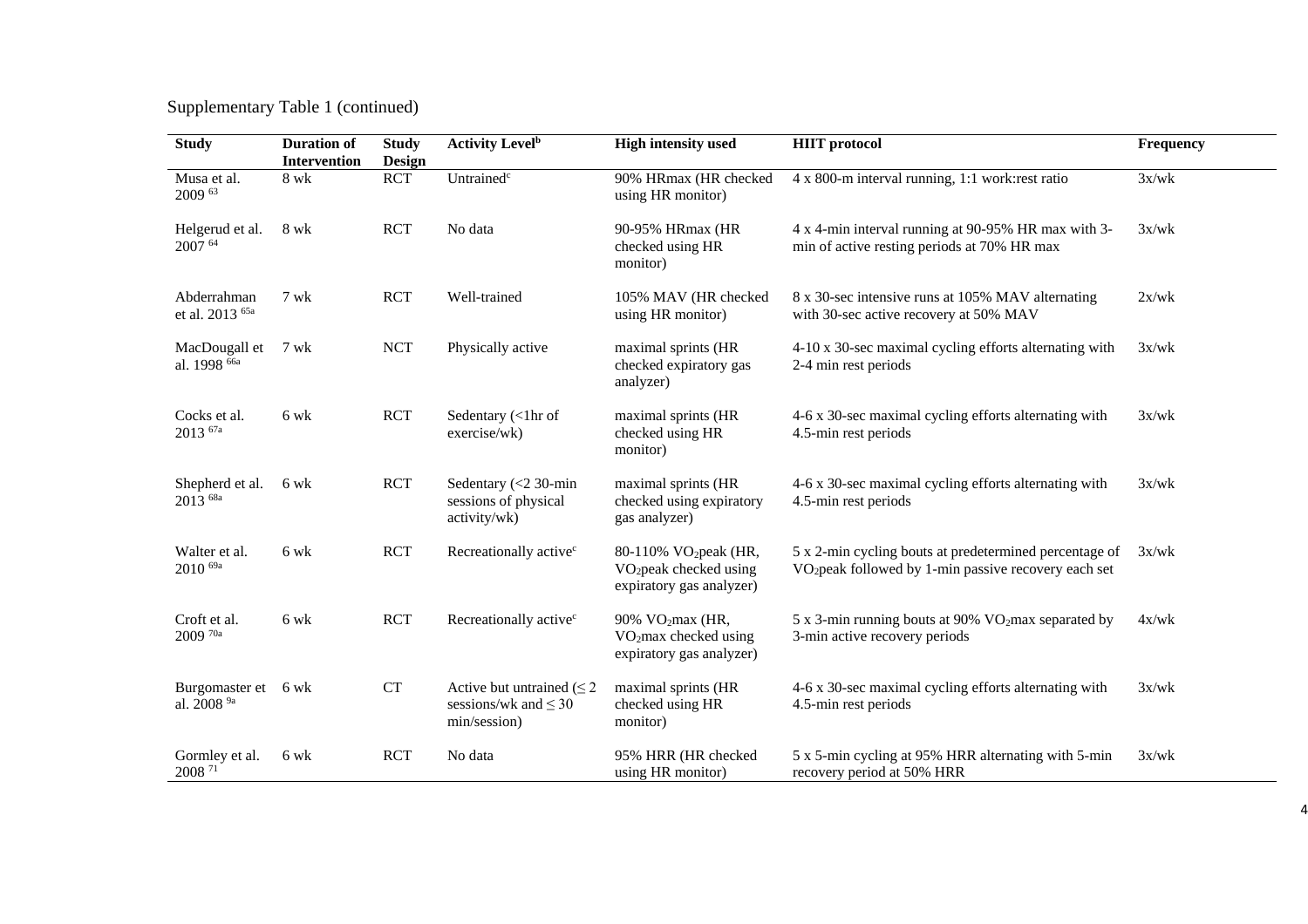Supplementary Table 1 (continued)

| Study | Duration of Intervention | Study Design | Activity Level[b] | High intensity used | HIIT protocol | Frequency |
|---|---|---|---|---|---|---|
| Musa et al. 2009 [63] | 8 wk | RCT | Untrained[c] | 90% HRmax (HR checked using HR monitor) | 4 x 800-m interval running, 1:1 work:rest ratio | 3x/wk |
| Helgerud et al. 2007 [64] | 8 wk | RCT | No data | 90-95% HRmax (HR checked using HR monitor) | 4 x 4-min interval running at 90-95% HR max with 3-min of active resting periods at 70% HR max | 3x/wk |
| Abderrahman et al. 2013 [65a] | 7 wk | RCT | Well-trained | 105% MAV (HR checked using HR monitor) | 8 x 30-sec intensive runs at 105% MAV alternating with 30-sec active recovery at 50% MAV | 2x/wk |
| MacDougall et al. 1998 [66a] | 7 wk | NCT | Physically active | maximal sprints (HR checked expiratory gas analyzer) | 4-10 x 30-sec maximal cycling efforts alternating with 2-4 min rest periods | 3x/wk |
| Cocks et al. 2013 [67a] | 6 wk | RCT | Sedentary (<1hr of exercise/wk) | maximal sprints (HR checked using HR monitor) | 4-6 x 30-sec maximal cycling efforts alternating with 4.5-min rest periods | 3x/wk |
| Shepherd et al. 2013 [68a] | 6 wk | RCT | Sedentary (<2 30-min sessions of physical activity/wk) | maximal sprints (HR checked using expiratory gas analyzer) | 4-6 x 30-sec maximal cycling efforts alternating with 4.5-min rest periods | 3x/wk |
| Walter et al. 2010 [69a] | 6 wk | RCT | Recreationally active[c] | 80-110% $VO_2$peak (HR, $VO_2$peak checked using expiratory gas analyzer) | 5 x 2-min cycling bouts at predetermined percentage of $VO_2$peak followed by 1-min passive recovery each set | 3x/wk |
| Croft et al. 2009 [70a] | 6 wk | RCT | Recreationally active[c] | 90% $VO_2$max (HR, $VO_2$max checked using expiratory gas analyzer) | 5 x 3-min running bouts at 90% $VO_2$max separated by 3-min active recovery periods | 4x/wk |
| Burgomaster et al. 2008 [9a] | 6 wk | CT | Active but untrained ($\leq$ 2 sessions/wk and $\leq$ 30 min/session) | maximal sprints (HR checked using HR monitor) | 4-6 x 30-sec maximal cycling efforts alternating with 4.5-min rest periods | 3x/wk |
| Gormley et al. 2008 [71] | 6 wk | RCT | No data | 95% HRR (HR checked using HR monitor) | 5 x 5-min cycling at 95% HRR alternating with 5-min recovery period at 50% HRR | 3x/wk |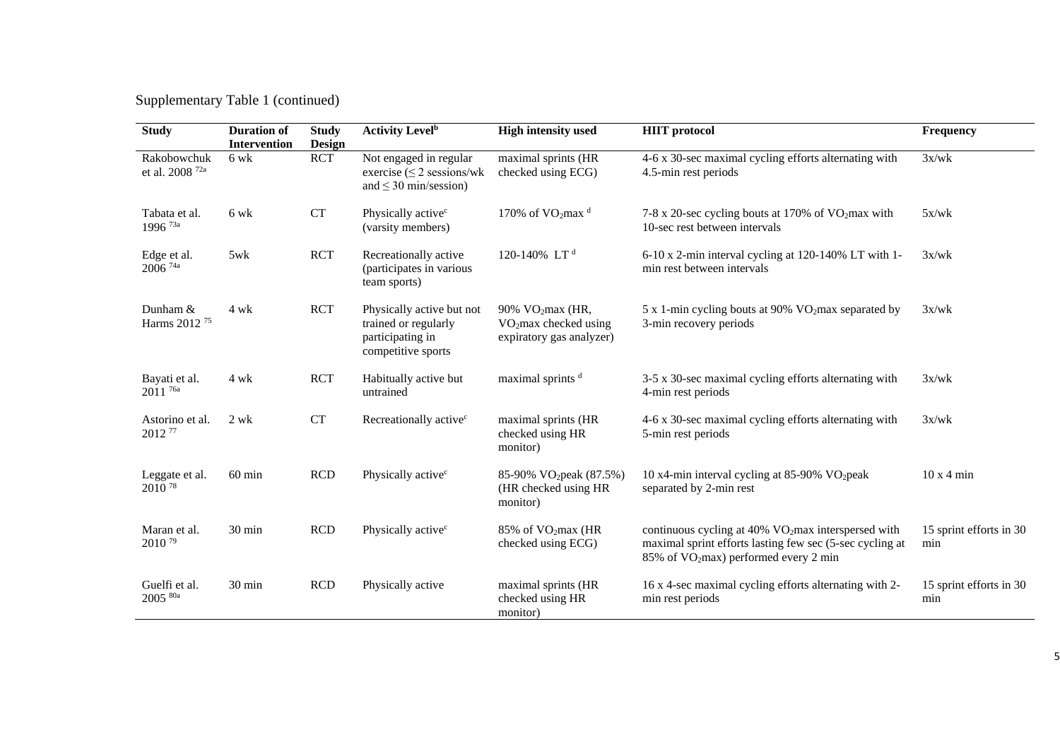Supplementary Table 1 (continued)

| Study | Duration of Intervention | Study Design | Activity Level[b] | High intensity used | HIIT protocol | Frequency |
|---|---|---|---|---|---|---|
| Rakobowchuk et al. 2008 [72a] | 6 wk | RCT | Not engaged in regular exercise (≤ 2 sessions/wk and ≤ 30 min/session) | maximal sprints (HR checked using ECG) | 4-6 x 30-sec maximal cycling efforts alternating with 4.5-min rest periods | 3x/wk |
| Tabata et al. 1996 [73a] | 6 wk | CT | Physically active[c] (varsity members) | 170% of $VO_2$max [d] | 7-8 x 20-sec cycling bouts at 170% of $VO_2$max with 10-sec rest between intervals | 5x/wk |
| Edge et al. 2006 [74a] | 5wk | RCT | Recreationally active (participates in various team sports) | 120-140% LT [d] | 6-10 x 2-min interval cycling at 120-140% LT with 1-min rest between intervals | 3x/wk |
| Dunham & Harms 2012 [75] | 4 wk | RCT | Physically active but not trained or regularly participating in competitive sports | 90% $VO_2$max (HR, $VO_2$max checked using expiratory gas analyzer) | 5 x 1-min cycling bouts at 90% $VO_2$max separated by 3-min recovery periods | 3x/wk |
| Bayati et al. 2011 [76a] | 4 wk | RCT | Habitually active but untrained | maximal sprints [d] | 3-5 x 30-sec maximal cycling efforts alternating with 4-min rest periods | 3x/wk |
| Astorino et al. 2012 [77] | 2 wk | CT | Recreationally active[c] | maximal sprints (HR checked using HR monitor) | 4-6 x 30-sec maximal cycling efforts alternating with 5-min rest periods | 3x/wk |
| Leggate et al. 2010 [78] | 60 min | RCD | Physically active[c] | 85-90% $VO_2$peak (87.5%) (HR checked using HR monitor) | 10 x4-min interval cycling at 85-90% $VO_2$peak separated by 2-min rest | 10 x 4 min |
| Maran et al. 2010 [79] | 30 min | RCD | Physically active[c] | 85% of $VO_2$max (HR checked using ECG) | continuous cycling at 40% $VO_2$max interspersed with maximal sprint efforts lasting few sec (5-sec cycling at 85% of $VO_2$max) performed every 2 min | 15 sprint efforts in 30 min |
| Guelfi et al. 2005 [80a] | 30 min | RCD | Physically active | maximal sprints (HR checked using HR monitor) | 16 x 4-sec maximal cycling efforts alternating with 2-min rest periods | 15 sprint efforts in 30 min |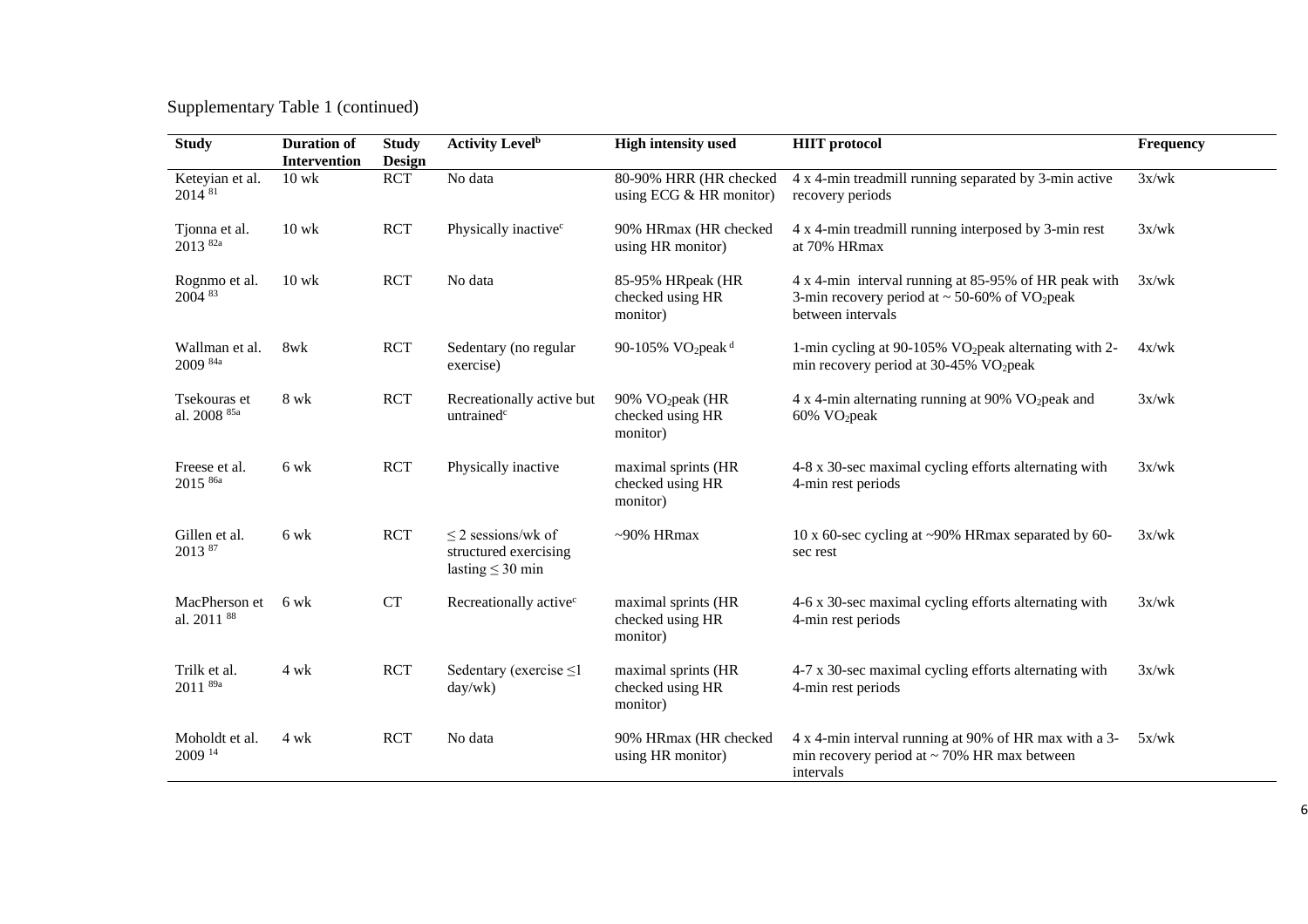Supplementary Table 1 (continued)

| Study | Duration of Intervention | Study Design | Activity Level[b] | High intensity used | HIIT protocol | Frequency |
|---|---|---|---|---|---|---|
| Keteyian et al. 2014 [81] | 10 wk | RCT | No data | 80-90% HRR (HR checked using ECG & HR monitor) | 4 x 4-min treadmill running separated by 3-min active recovery periods | 3x/wk |
| Tjonna et al. 2013 [82a] | 10 wk | RCT | Physically inactive[c] | 90% HRmax (HR checked using HR monitor) | 4 x 4-min treadmill running interposed by 3-min rest at 70% HRmax | 3x/wk |
| Rognmo et al. 2004 [83] | 10 wk | RCT | No data | 85-95% HRpeak (HR checked using HR monitor) | 4 x 4-min interval running at 85-95% of HR peak with 3-min recovery period at ~ 50-60% of $VO_2$peak between intervals | 3x/wk |
| Wallman et al. 2009 [84a] | 8wk | RCT | Sedentary (no regular exercise) | 90-105% $VO_2$peak [d] | 1-min cycling at 90-105% $VO_2$peak alternating with 2-min recovery period at 30-45% $VO_2$peak | 4x/wk |
| Tsekouras et al. 2008 [85a] | 8 wk | RCT | Recreationally active but untrained[c] | 90% $VO_2$peak (HR checked using HR monitor) | 4 x 4-min alternating running at 90% $VO_2$peak and 60% $VO_2$peak | 3x/wk |
| Freese et al. 2015 [86a] | 6 wk | RCT | Physically inactive | maximal sprints (HR checked using HR monitor) | 4-8 x 30-sec maximal cycling efforts alternating with 4-min rest periods | 3x/wk |
| Gillen et al. 2013 [87] | 6 wk | RCT | ≤ 2 sessions/wk of structured exercising lasting ≤ 30 min | ~90% HRmax | 10 x 60-sec cycling at ~90% HRmax separated by 60-sec rest | 3x/wk |
| MacPherson et al. 2011 [88] | 6 wk | CT | Recreationally active[c] | maximal sprints (HR checked using HR monitor) | 4-6 x 30-sec maximal cycling efforts alternating with 4-min rest periods | 3x/wk |
| Trilk et al. 2011 [89a] | 4 wk | RCT | Sedentary (exercise ≤1 day/wk) | maximal sprints (HR checked using HR monitor) | 4-7 x 30-sec maximal cycling efforts alternating with 4-min rest periods | 3x/wk |
| Moholdt et al. 2009 [14] | 4 wk | RCT | No data | 90% HRmax (HR checked using HR monitor) | 4 x 4-min interval running at 90% of HR max with a 3-min recovery period at ~ 70% HR max between intervals | 5x/wk |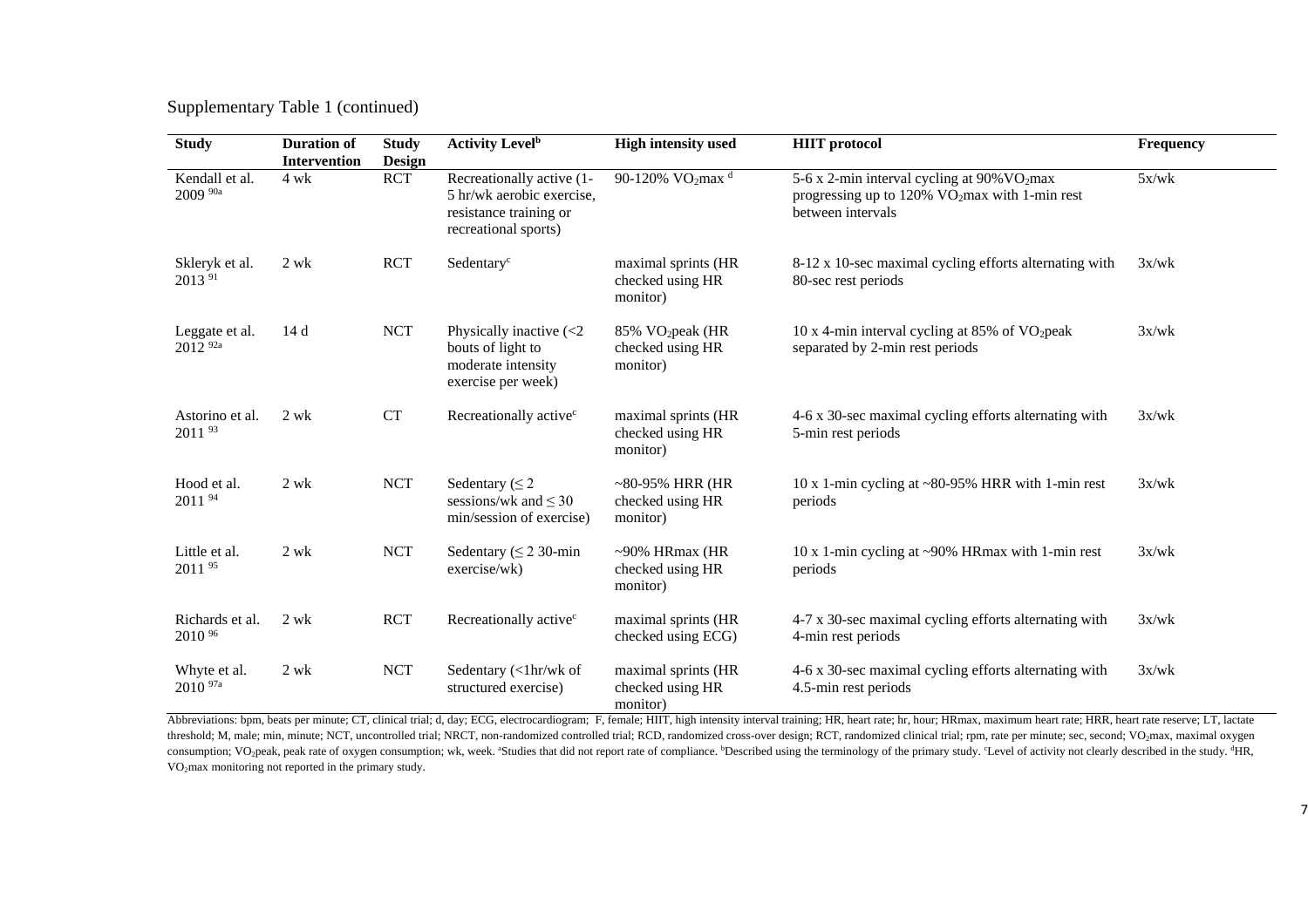Supplementary Table 1 (continued)

| Study | Duration of Intervention | Study Design | Activity Level[b] | High intensity used | HIIT protocol | Frequency |
|---|---|---|---|---|---|---|
| Kendall et al. 2009 [90a] | 4 wk | RCT | Recreationally active (1-5 hr/wk aerobic exercise, resistance training or recreational sports) | 90-120% $VO_2$max [d] | 5-6 x 2-min interval cycling at 90%$VO_2$max progressing up to 120% $VO_2$max with 1-min rest between intervals | 5x/wk |
| Skleryk et al. 2013 [91] | 2 wk | RCT | Sedentary[c] | maximal sprints (HR checked using HR monitor) | 8-12 x 10-sec maximal cycling efforts alternating with 80-sec rest periods | 3x/wk |
| Leggate et al. 2012 [92a] | 14 d | NCT | Physically inactive (<2 bouts of light to moderate intensity exercise per week) | 85% $VO_2$peak (HR checked using HR monitor) | 10 x 4-min interval cycling at 85% of $VO_2$peak separated by 2-min rest periods | 3x/wk |
| Astorino et al. 2011 [93] | 2 wk | CT | Recreationally active[c] | maximal sprints (HR checked using HR monitor) | 4-6 x 30-sec maximal cycling efforts alternating with 5-min rest periods | 3x/wk |
| Hood et al. 2011 [94] | 2 wk | NCT | Sedentary (≤ 2 sessions/wk and ≤ 30 min/session of exercise) | ~80-95% HRR (HR checked using HR monitor) | 10 x 1-min cycling at ~80-95% HRR with 1-min rest periods | 3x/wk |
| Little et al. 2011 [95] | 2 wk | NCT | Sedentary (≤ 2 30-min exercise/wk) | ~90% HRmax (HR checked using HR monitor) | 10 x 1-min cycling at ~90% HRmax with 1-min rest periods | 3x/wk |
| Richards et al. 2010 [96] | 2 wk | RCT | Recreationally active[c] | maximal sprints (HR checked using ECG) | 4-7 x 30-sec maximal cycling efforts alternating with 4-min rest periods | 3x/wk |
| Whyte et al. 2010 [97a] | 2 wk | NCT | Sedentary (<1hr/wk of structured exercise) | maximal sprints (HR checked using HR monitor) | 4-6 x 30-sec maximal cycling efforts alternating with 4.5-min rest periods | 3x/wk |

Abbreviations: bpm, beats per minute; CT, clinical trial; d, day; ECG, electrocardiogram; F, female; HIIT, high intensity interval training; HR, heart rate; hr, hour; HRmax, maximum heart rate; HRR, heart rate reserve; LT, lactate threshold; M, male; min, minute; NCT, uncontrolled trial; NRCT, non-randomized controlled trial; RCD, randomized cross-over design; RCT, randomized clinical trial; rpm, rate per minute; sec, second; $VO_2$max, maximal oxygen consumption; $VO_2$peak, peak rate of oxygen consumption; wk, week. [a]Studies that did not report rate of compliance. [b]Described using the terminology of the primary study. [c]Level of activity not clearly described in the study. [d]HR, $VO_2$max monitoring not reported in the primary study.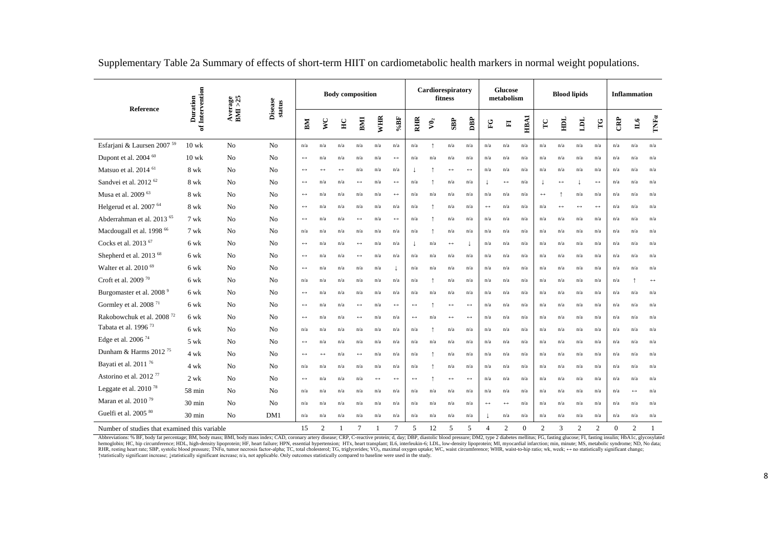Supplementary Table 2a Summary of effects of short-term HIIT on cardiometabolic health markers in normal weight populations.

| Reference | Duration of Intervention | Average BMI >25 | Disease status | Body composition | | | | | | Cardiorespiratory fitness | | | | Glucose metabolism | | | Blood lipids | | | | Inflammation | | |
|---|---|---|---|---|---|---|---|---|---|---|---|---|---|---|---|---|---|---|---|---|---|---|---|
| | | | | BM | WC | HC | BMI | WHR | %BF | RHR | $VO_2$ | SBP | DBP | FG | FI | HBA1 | TC | HDL | LDL | TG | CRP | IL6 | TNFα |
| Esfarjani & Laursen 2007 [59] | 10 wk | No | No | n/a | n/a | n/a | n/a | n/a | n/a | n/a | ↑ | n/a | n/a | n/a | n/a | n/a | n/a | n/a | n/a | n/a | n/a | n/a | n/a |
| Dupont et al. 2004 [60] | 10 wk | No | No | ↔ | n/a | n/a | n/a | n/a | ↔ | n/a | n/a | n/a | n/a | n/a | n/a | n/a | n/a | n/a | n/a | n/a | n/a | n/a | n/a |
| Matsuo et al. 2014 [61] | 8 wk | No | No | ↔ | ↔ | ↔ | n/a | n/a | n/a | ↓ | ↑ | ↔ | ↔ | n/a | n/a | n/a | n/a | n/a | n/a | n/a | n/a | n/a | n/a |
| Sandvei et al. 2012 [62] | 8 wk | No | No | ↔ | n/a | n/a | ↔ | n/a | ↔ | n/a | ↑ | n/a | n/a | ↓ | ↔ | n/a | ↓ | ↔ | ↓ | ↔ | n/a | n/a | n/a |
| Musa et al. 2009 [63] | 8 wk | No | No | ↔ | n/a | n/a | n/a | n/a | ↔ | n/a | n/a | n/a | n/a | n/a | n/a | n/a | ↔ | ↑ | n/a | n/a | n/a | n/a | n/a |
| Helgerud et al. 2007 [64] | 8 wk | No | No | ↔ | n/a | n/a | n/a | n/a | n/a | n/a | ↑ | n/a | n/a | ↔ | n/a | n/a | n/a | ↔ | ↔ | ↔ | n/a | n/a | n/a |
| Abderrahman et al. 2013 [65] | 7 wk | No | No | ↔ | n/a | n/a | ↔ | n/a | ↔ | n/a | ↑ | n/a | n/a | n/a | n/a | n/a | n/a | n/a | n/a | n/a | n/a | n/a | n/a |
| Macdougall et al. 1998 [66] | 7 wk | No | No | n/a | n/a | n/a | n/a | n/a | n/a | n/a | ↑ | n/a | n/a | n/a | n/a | n/a | n/a | n/a | n/a | n/a | n/a | n/a | n/a |
| Cocks et al. 2013 [67] | 6 wk | No | No | ↔ | n/a | n/a | ↔ | n/a | n/a | ↓ | n/a | ↔ | ↓ | n/a | n/a | n/a | n/a | n/a | n/a | n/a | n/a | n/a | n/a |
| Shepherd et al. 2013 [68] | 6 wk | No | No | ↔ | n/a | n/a | ↔ | n/a | n/a | n/a | n/a | n/a | n/a | n/a | n/a | n/a | n/a | n/a | n/a | n/a | n/a | n/a | n/a |
| Walter et al. 2010 [69] | 6 wk | No | No | ↔ | n/a | n/a | n/a | n/a | ↓ | n/a | n/a | n/a | n/a | n/a | n/a | n/a | n/a | n/a | n/a | n/a | n/a | n/a | n/a |
| Croft et al. 2009 [70] | 6 wk | No | No | n/a | n/a | n/a | n/a | n/a | n/a | n/a | ↑ | n/a | n/a | n/a | n/a | n/a | n/a | n/a | n/a | n/a | n/a | ↑ | ↔ |
| Burgomaster et al. 2008 [9] | 6 wk | No | No | ↔ | n/a | n/a | n/a | n/a | n/a | n/a | n/a | n/a | n/a | n/a | n/a | n/a | n/a | n/a | n/a | n/a | n/a | n/a | n/a |
| Gormley et al. 2008 [71] | 6 wk | No | No | ↔ | n/a | n/a | ↔ | n/a | ↔ | ↔ | ↑ | ↔ | ↔ | n/a | n/a | n/a | n/a | n/a | n/a | n/a | n/a | n/a | n/a |
| Rakobowchuk et al. 2008 [72] | 6 wk | No | No | ↔ | n/a | n/a | ↔ | n/a | n/a | ↔ | n/a | ↔ | ↔ | n/a | n/a | n/a | n/a | n/a | n/a | n/a | n/a | n/a | n/a |
| Tabata et al. 1996 [73] | 6 wk | No | No | n/a | n/a | n/a | n/a | n/a | n/a | n/a | ↑ | n/a | n/a | n/a | n/a | n/a | n/a | n/a | n/a | n/a | n/a | n/a | n/a |
| Edge et al. 2006 [74] | 5 wk | No | No | ↔ | n/a | n/a | n/a | n/a | n/a | n/a | n/a | n/a | n/a | n/a | n/a | n/a | n/a | n/a | n/a | n/a | n/a | n/a | n/a |
| Dunham & Harms 2012 [75] | 4 wk | No | No | ↔ | ↔ | n/a | ↔ | n/a | n/a | n/a | ↑ | n/a | n/a | n/a | n/a | n/a | n/a | n/a | n/a | n/a | n/a | n/a | n/a |
| Bayati et al. 2011 [76] | 4 wk | No | No | n/a | n/a | n/a | n/a | n/a | n/a | n/a | ↑ | n/a | n/a | n/a | n/a | n/a | n/a | n/a | n/a | n/a | n/a | n/a | n/a |
| Astorino et al. 2012 [77] | 2 wk | No | No | ↔ | n/a | n/a | n/a | ↔ | ↔ | ↔ | ↑ | ↔ | ↔ | n/a | n/a | n/a | n/a | n/a | n/a | n/a | n/a | n/a | n/a |
| Leggate et al. 2010 [78] | 58 min | No | No | n/a | n/a | n/a | n/a | n/a | n/a | n/a | n/a | n/a | n/a | n/a | n/a | n/a | n/a | n/a | n/a | n/a | n/a | ↔ | n/a |
| Maran et al. 2010 [79] | 30 min | No | No | n/a | n/a | n/a | n/a | n/a | n/a | n/a | n/a | n/a | n/a | ↔ | ↔ | n/a | n/a | n/a | n/a | n/a | n/a | n/a | n/a |
| Guelfi et al. 2005 [80] | 30 min | No | DM1 | n/a | n/a | n/a | n/a | n/a | n/a | n/a | n/a | n/a | n/a | ↓ | n/a | n/a | n/a | n/a | n/a | n/a | n/a | n/a | n/a |
| Number of studies that examined this variable | | | | 15 | 2 | 1 | 7 | 1 | 7 | 5 | 12 | 5 | 5 | 4 | 2 | 0 | 2 | 3 | 2 | 2 | 0 | 2 | 1 |

Abbreviations: % BF, body fat percentage; BM, body mass; BMI, body mass index; CAD, coronary artery disease; CRP, C-reactive protein; d, day; DBP, diastolic blood pressure; DM2, type 2 diabetes mellitus; FG, fasting glucose; FI, fasting insulin; HbA1c, glycosylated hemoglobin; HC, hip circumference; HDL, high-density lipoprotein; HF, heart failure; HPN, essential hypertension; HTx, heart transplant; IL6, interleukin-6; LDL, low-density lipoprotein; MI, myocardial infarction; min, minute; MS, metabolic syndrome; ND, No data; RHR, resting heart rate; SBP, systolic blood pressure; TNFα, tumor necrosis factor-alpha; TC, total cholesterol; TG, triglycerides; $VO_2$, maximal oxygen uptake; WC, waist circumference; WHR, waist-to-hip ratio; wk, week; ↔ no statistically significant change; ↑statistically significant increase; ↓statistically significant increase; n/a, not applicable. Only outcomes statistically compared to baseline were used in the study.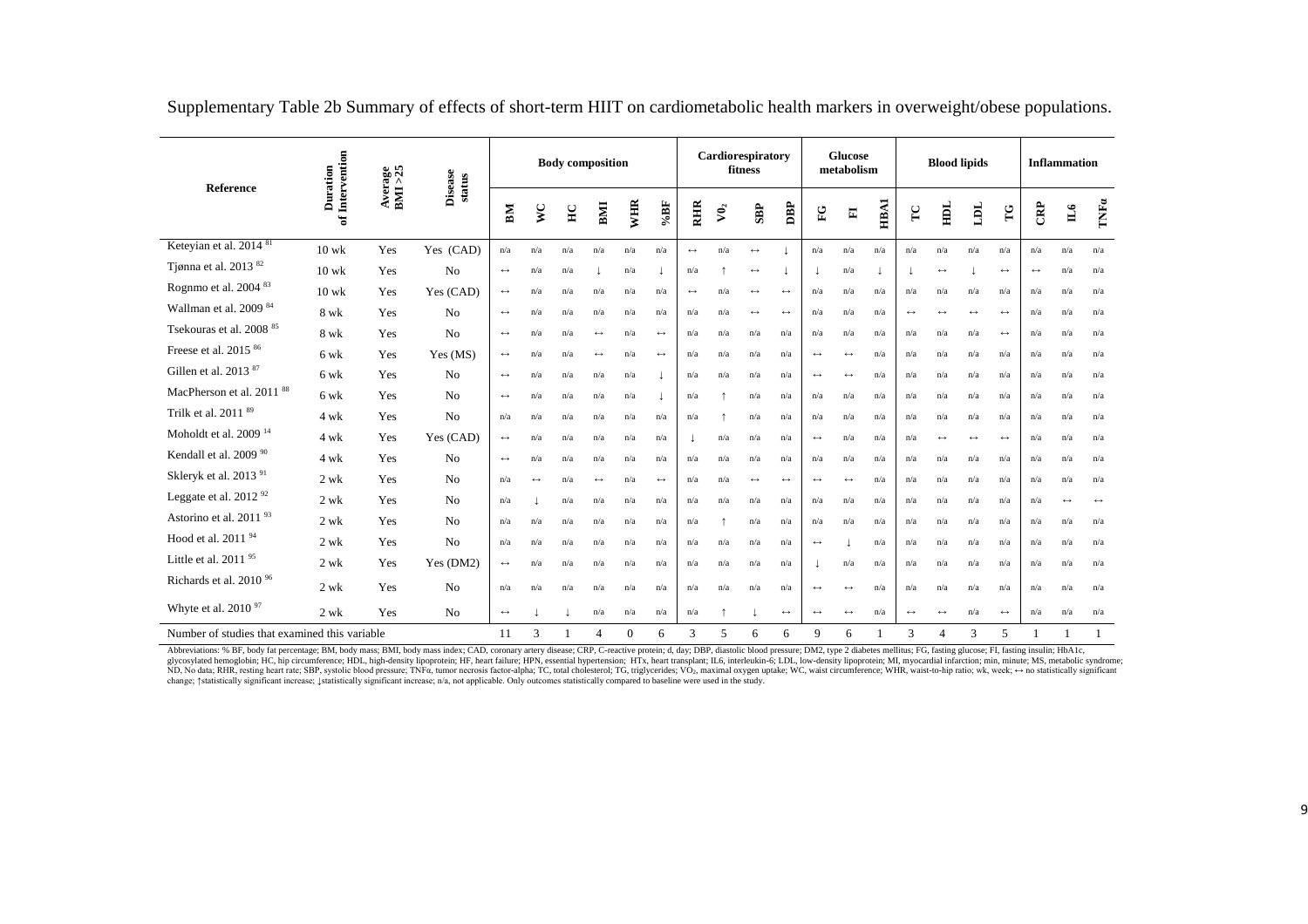Supplementary Table 2b Summary of effects of short-term HIIT on cardiometabolic health markers in overweight/obese populations.

| Reference | Duration of Intervention | Average BMI >25 | Disease status | Body composition | | | | | | Cardiorespiratory fitness | | | | Glucose metabolism | | | Blood lipids | | | | Inflammation | | |
|---|---|---|---|---|---|---|---|---|---|---|---|---|---|---|---|---|---|---|---|---|---|---|---|
| | | | | BM | WC | HC | BMI | WHR | %BF | RHR | $VO_2$ | SBP | DBP | FG | FI | HBA1 | TC | HDL | LDL | TG | CRP | IL6 | TNFα |
| Keteyian et al. 2014 [81] | 10 wk | Yes | Yes (CAD) | n/a | n/a | n/a | n/a | n/a | n/a | ↔ | n/a | ↔ | ↓ | n/a | n/a | n/a | n/a | n/a | n/a | n/a | n/a | n/a | n/a |
| Tjønna et al. 2013 [82] | 10 wk | Yes | No | ↔ | n/a | n/a | ↓ | n/a | ↓ | n/a | ↑ | ↔ | ↓ | ↓ | n/a | ↓ | ↓ | ↔ | ↓ | ↔ | ↔ | n/a | n/a |
| Rognmo et al. 2004 [83] | 10 wk | Yes | Yes (CAD) | ↔ | n/a | n/a | n/a | n/a | n/a | ↔ | n/a | ↔ | ↔ | n/a | n/a | n/a | n/a | n/a | n/a | n/a | n/a | n/a | n/a |
| Wallman et al. 2009 [84] | 8 wk | Yes | No | ↔ | n/a | n/a | n/a | n/a | n/a | n/a | n/a | ↔ | ↔ | n/a | n/a | n/a | ↔ | ↔ | ↔ | ↔ | n/a | n/a | n/a |
| Tsekouras et al. 2008 [85] | 8 wk | Yes | No | ↔ | n/a | n/a | ↔ | n/a | ↔ | n/a | n/a | n/a | n/a | n/a | n/a | n/a | n/a | n/a | n/a | ↔ | n/a | n/a | n/a |
| Freese et al. 2015 [86] | 6 wk | Yes | Yes (MS) | ↔ | n/a | n/a | ↔ | n/a | ↔ | n/a | n/a | n/a | n/a | ↔ | ↔ | n/a | n/a | n/a | n/a | n/a | n/a | n/a | n/a |
| Gillen et al. 2013 [87] | 6 wk | Yes | No | ↔ | n/a | n/a | n/a | n/a | ↓ | n/a | n/a | n/a | n/a | ↔ | ↔ | n/a | n/a | n/a | n/a | n/a | n/a | n/a | n/a |
| MacPherson et al. 2011 [88] | 6 wk | Yes | No | ↔ | n/a | n/a | n/a | n/a | ↓ | n/a | ↑ | n/a | n/a | n/a | n/a | n/a | n/a | n/a | n/a | n/a | n/a | n/a | n/a |
| Trilk et al. 2011 [89] | 4 wk | Yes | No | n/a | n/a | n/a | n/a | n/a | n/a | n/a | ↑ | n/a | n/a | n/a | n/a | n/a | n/a | n/a | n/a | n/a | n/a | n/a | n/a |
| Moholdt et al. 2009 [14] | 4 wk | Yes | Yes (CAD) | ↔ | n/a | n/a | n/a | n/a | n/a | ↓ | n/a | n/a | n/a | ↔ | n/a | n/a | n/a | ↔ | ↔ | ↔ | n/a | n/a | n/a |
| Kendall et al. 2009 [90] | 4 wk | Yes | No | ↔ | n/a | n/a | n/a | n/a | n/a | n/a | n/a | n/a | n/a | n/a | n/a | n/a | n/a | n/a | n/a | n/a | n/a | n/a | n/a |
| Skleryk et al. 2013 [91] | 2 wk | Yes | No | n/a | ↔ | n/a | ↔ | n/a | ↔ | n/a | n/a | ↔ | ↔ | ↔ | ↔ | n/a | n/a | n/a | n/a | n/a | n/a | n/a | n/a |
| Leggate et al. 2012 [92] | 2 wk | Yes | No | n/a | ↓ | n/a | n/a | n/a | n/a | n/a | n/a | n/a | n/a | n/a | n/a | n/a | n/a | n/a | n/a | n/a | n/a | ↔ | ↔ |
| Astorino et al. 2011 [93] | 2 wk | Yes | No | n/a | n/a | n/a | n/a | n/a | n/a | n/a | ↑ | n/a | n/a | n/a | n/a | n/a | n/a | n/a | n/a | n/a | n/a | n/a | n/a |
| Hood et al. 2011 [94] | 2 wk | Yes | No | n/a | n/a | n/a | n/a | n/a | n/a | n/a | n/a | n/a | n/a | ↔ | ↓ | n/a | n/a | n/a | n/a | n/a | n/a | n/a | n/a |
| Little et al. 2011 [95] | 2 wk | Yes | Yes (DM2) | ↔ | n/a | n/a | n/a | n/a | n/a | n/a | n/a | n/a | n/a | ↓ | n/a | n/a | n/a | n/a | n/a | n/a | n/a | n/a | n/a |
| Richards et al. 2010 [96] | 2 wk | Yes | No | n/a | n/a | n/a | n/a | n/a | n/a | n/a | n/a | n/a | n/a | ↔ | ↔ | n/a | n/a | n/a | n/a | n/a | n/a | n/a | n/a |
| Whyte et al. 2010 [97] | 2 wk | Yes | No | ↔ | ↓ | ↓ | n/a | n/a | n/a | n/a | ↑ | ↓ | ↔ | ↔ | ↔ | n/a | ↔ | ↔ | n/a | ↔ | n/a | n/a | n/a |
| Number of studies that examined this variable | | | | 11 | 3 | 1 | 4 | 0 | 6 | 3 | 5 | 6 | 6 | 9 | 6 | 1 | 3 | 4 | 3 | 5 | 1 | 1 | 1 |

Abbreviations: % BF, body fat percentage; BM, body mass; BMI, body mass index; CAD, coronary artery disease; CRP, C-reactive protein; d, day; DBP, diastolic blood pressure; DM2, type 2 diabetes mellitus; FG, fasting glucose; FI, fasting insulin; HbA1c, glycosylated hemoglobin; HC, hip circumference; HDL, high-density lipoprotein; HF, heart failure; HPN, essential hypertension; HTx, heart transplant; IL6, interleukin-6; LDL, low-density lipoprotein; MI, myocardial infarction; min, minute; MS, metabolic syndrome; ND, No data; RHR, resting heart rate; SBP, systolic blood pressure; TNFα, tumor necrosis factor-alpha; TC, total cholesterol; TG, triglycerides; $VO_2$, maximal oxygen uptake; WC, waist circumference; WHR, waist-to-hip ratio; wk, week; ↔ no statistically significant change; ↑statistically significant increase; ↓statistically significant increase; n/a, not applicable. Only outcomes statistically compared to baseline were used in the study.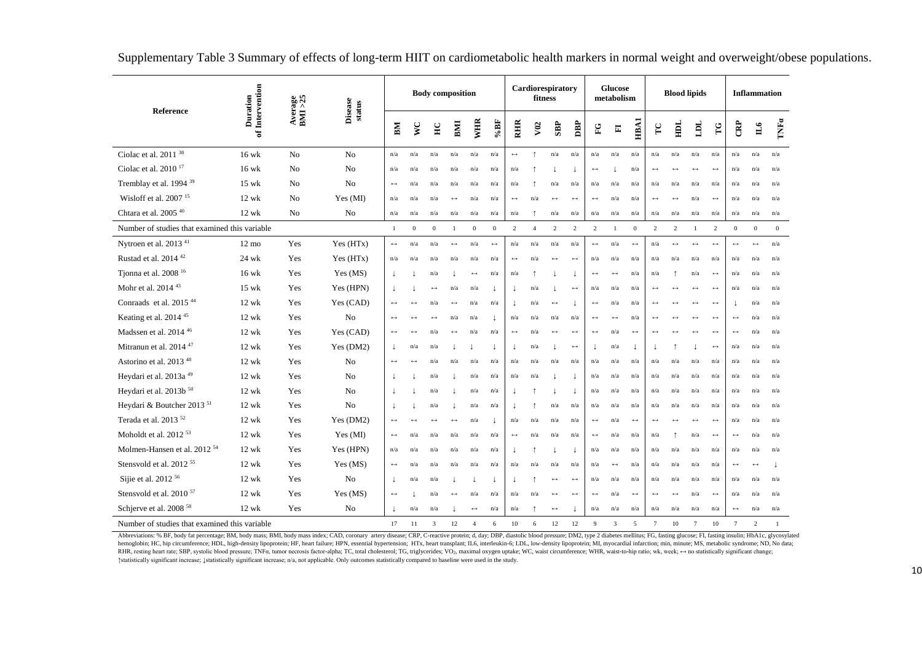Supplementary Table 3 Summary of effects of long-term HIIT on cardiometabolic health markers in normal weight and overweight/obese populations.

| Reference | Duration of Intervention | Average BMI >25 | Disease status | Body composition | | | | | | Cardiorespiratory fitness | | | | Glucose metabolism | | | Blood lipids | | | | Inflammation | | |
|---|---|---|---|---|---|---|---|---|---|---|---|---|---|---|---|---|---|---|---|---|---|---|---|
| | | | | BM | WC | HC | BMI | WHR | %BF | RHR | V02 | SBP | DBP | FG | FI | HBA1 | TC | HDL | LDL | TG | CRP | IL6 | TNFα |
| Ciolac et al. 2011 [38] | 16 wk | No | No | n/a | n/a | n/a | n/a | n/a | n/a | ↔ | ↑ | n/a | n/a | n/a | n/a | n/a | n/a | n/a | n/a | n/a | n/a | n/a | n/a |
| Ciolac et al. 2010 [17] | 16 wk | No | No | n/a | n/a | n/a | n/a | n/a | n/a | n/a | ↑ | ↓ | ↓ | ↔ | ↓ | n/a | ↔ | ↔ | ↔ | ↔ | n/a | n/a | n/a |
| Tremblay et al. 1994 [39] | 15 wk | No | No | ↔ | n/a | n/a | n/a | n/a | n/a | n/a | ↑ | n/a | n/a | n/a | n/a | n/a | n/a | n/a | n/a | n/a | n/a | n/a | n/a |
| Wisloff et al. 2007 [15] | 12 wk | No | Yes (MI) | n/a | n/a | n/a | ↔ | n/a | n/a | ↔ | n/a | ↔ | ↔ | ↔ | n/a | n/a | ↔ | ↔ | n/a | ↔ | n/a | n/a | n/a |
| Chtara et al. 2005 [40] | 12 wk | No | No | n/a | n/a | n/a | n/a | n/a | n/a | n/a | ↑ | n/a | n/a | n/a | n/a | n/a | n/a | n/a | n/a | n/a | n/a | n/a | n/a |
| Number of studies that examined this variable | | | | 1 | 0 | 0 | 1 | 0 | 0 | 2 | 4 | 2 | 2 | 2 | 1 | 0 | 2 | 2 | 1 | 2 | 0 | 0 | 0 |
| Nytroen et al. 2013 [41] | 12 mo | Yes | Yes (HTx) | ↔ | n/a | n/a | ↔ | n/a | ↔ | n/a | n/a | n/a | n/a | ↔ | n/a | ↔ | n/a | ↔ | ↔ | ↔ | ↔ | ↔ | n/a |
| Rustad et al. 2014 [42] | 24 wk | Yes | Yes (HTx) | n/a | n/a | n/a | n/a | n/a | n/a | ↔ | n/a | ↔ | ↔ | n/a | n/a | n/a | n/a | n/a | n/a | n/a | n/a | n/a | n/a |
| Tjonna et al. 2008 [16] | 16 wk | Yes | Yes (MS) | ↓ | ↓ | n/a | ↓ | ↔ | n/a | n/a | ↑ | ↓ | ↓ | ↔ | ↔ | n/a | n/a | ↑ | n/a | ↔ | n/a | n/a | n/a |
| Mohr et al. 2014 [43] | 15 wk | Yes | Yes (HPN) | ↓ | ↓ | ↔ | n/a | n/a | ↓ | ↓ | n/a | ↓ | ↔ | n/a | n/a | n/a | ↔ | ↔ | ↔ | ↔ | n/a | n/a | n/a |
| Conraads et al. 2015 [44] | 12 wk | Yes | Yes (CAD) | ↔ | ↔ | n/a | ↔ | n/a | n/a | ↓ | n/a | ↔ | ↓ | ↔ | n/a | n/a | ↔ | ↔ | ↔ | ↔ | ↓ | n/a | n/a |
| Keating et al. 2014 [45] | 12 wk | Yes | No | ↔ | ↔ | ↔ | n/a | n/a | ↓ | n/a | n/a | n/a | n/a | ↔ | ↔ | n/a | ↔ | ↔ | ↔ | ↔ | ↔ | n/a | n/a |
| Madssen et al. 2014 [46] | 12 wk | Yes | Yes (CAD) | ↔ | ↔ | n/a | ↔ | n/a | n/a | ↔ | n/a | ↔ | ↔ | ↔ | n/a | ↔ | ↔ | ↔ | ↔ | ↔ | ↔ | n/a | n/a |
| Mitranun et al. 2014 [47] | 12 wk | Yes | Yes (DM2) | ↓ | n/a | n/a | ↓ | ↓ | ↓ | ↓ | n/a | ↓ | ↔ | ↓ | n/a | ↓ | ↓ | ↑ | ↓ | ↔ | n/a | n/a | n/a |
| Astorino et al. 2013 [48] | 12 wk | Yes | No | ↔ | ↔ | n/a | n/a | n/a | n/a | n/a | n/a | n/a | n/a | n/a | n/a | n/a | n/a | n/a | n/a | n/a | n/a | n/a | n/a |
| Heydari et al. 2013a [49] | 12 wk | Yes | No | ↓ | ↓ | n/a | ↓ | n/a | n/a | n/a | n/a | ↓ | ↓ | n/a | n/a | n/a | n/a | n/a | n/a | n/a | n/a | n/a | n/a |
| Heydari et al. 2013b [50] | 12 wk | Yes | No | ↓ | ↓ | n/a | ↓ | n/a | n/a | ↓ | ↑ | ↓ | ↓ | n/a | n/a | n/a | n/a | n/a | n/a | n/a | n/a | n/a | n/a |
| Heydari & Boutcher 2013 [51] | 12 wk | Yes | No | ↓ | ↓ | n/a | ↓ | n/a | n/a | ↓ | ↑ | n/a | n/a | n/a | n/a | n/a | n/a | n/a | n/a | n/a | n/a | n/a | n/a |
| Terada et al. 2013 [52] | 12 wk | Yes | Yes (DM2) | ↔ | ↔ | ↔ | ↔ | n/a | ↓ | n/a | n/a | n/a | n/a | ↔ | n/a | ↔ | ↔ | ↔ | ↔ | ↔ | n/a | n/a | n/a |
| Moholdt et al. 2012 [53] | 12 wk | Yes | Yes (MI) | ↔ | n/a | n/a | n/a | n/a | n/a | ↔ | n/a | n/a | n/a | ↔ | n/a | n/a | n/a | ↑ | n/a | ↔ | ↔ | n/a | n/a |
| Molmen-Hansen et al. 2012 [54] | 12 wk | Yes | Yes (HPN) | n/a | n/a | n/a | n/a | n/a | n/a | ↓ | ↑ | ↓ | ↓ | n/a | n/a | n/a | n/a | n/a | n/a | n/a | n/a | n/a | n/a |
| Stensvold et al. 2012 [55] | 12 wk | Yes | Yes (MS) | ↔ | n/a | n/a | n/a | n/a | n/a | n/a | n/a | n/a | n/a | n/a | ↔ | n/a | n/a | n/a | n/a | n/a | ↔ | ↔ | ↓ |
| Sijie et al. 2012 [56] | 12 wk | Yes | No | ↓ | n/a | n/a | ↓ | ↓ | ↓ | ↓ | ↑ | ↔ | ↔ | n/a | n/a | n/a | n/a | n/a | n/a | n/a | n/a | n/a | n/a |
| Stensvold et al. 2010 [57] | 12 wk | Yes | Yes (MS) | ↔ | ↓ | n/a | ↔ | n/a | n/a | n/a | n/a | ↔ | ↔ | ↔ | n/a | ↔ | ↔ | ↔ | n/a | ↔ | n/a | n/a | n/a |
| Schjerve et al. 2008 [58] | 12 wk | Yes | No | ↓ | n/a | n/a | ↓ | ↔ | n/a | n/a | ↑ | ↔ | ↓ | n/a | n/a | n/a | n/a | n/a | n/a | n/a | ↔ | n/a | n/a |
| Number of studies that examined this variable | | | | 17 | 11 | 3 | 12 | 4 | 6 | 10 | 6 | 12 | 12 | 9 | 3 | 5 | 7 | 10 | 7 | 10 | 7 | 2 | 1 |

Abbreviations: % BF, body fat percentage; BM, body mass; BMI, body mass index; CAD, coronary artery disease; CRP, C-reactive protein; d, day; DBP, diastolic blood pressure; DM2, type 2 diabetes mellitus; FG, fasting glucose; FI, fasting insulin; HbA1c, glycosylated hemoglobin; HC, hip circumference; HDL, high-density lipoprotein; HF, heart failure; HPN, essential hypertension; HTx, heart transplant; IL6, interleukin-6; LDL, low-density lipoprotein; MI, myocardial infarction; min, minute; MS, metabolic syndrome; ND, No data; RHR, resting heart rate; SBP, systolic blood pressure; TNFα, tumor necrosis factor-alpha; TC, total cholesterol; TG, triglycerides; $VO_2$, maximal oxygen uptake; WC, waist circumference; WHR, waist-to-hip ratio; wk, week; ↔ no statistically significant change; ↑statistically significant increase; ↓statistically significant increase; n/a, not applicable. Only outcomes statistically compared to baseline were used in the study.